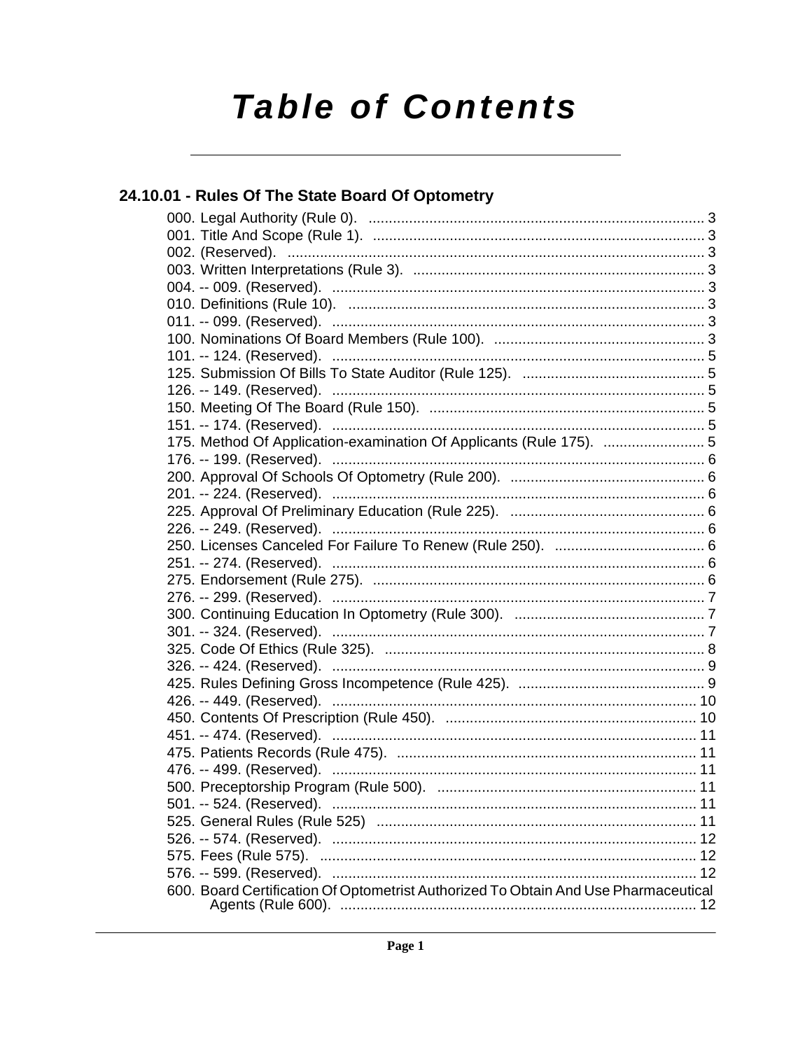# *Table of Contents*

## 24.10.01 - Rules Of The State Board Of Optometry

000. Legal Authority (Rule 0). ... 3
001. Title And Scope (Rule 1). ... 3
002. (Reserved). ... 3
003. Written Interpretations (Rule 3). ... 3
004. -- 009. (Reserved). ... 3
010. Definitions (Rule 10). ... 3
011. -- 099. (Reserved). ... 3
100. Nominations Of Board Members (Rule 100). ... 3
101. -- 124. (Reserved). ... 5
125. Submission Of Bills To State Auditor (Rule 125). ... 5
126. -- 149. (Reserved). ... 5
150. Meeting Of The Board (Rule 150). ... 5
151. -- 174. (Reserved). ... 5
175. Method Of Application-examination Of Applicants (Rule 175). ... 5
176. -- 199. (Reserved). ... 6
200. Approval Of Schools Of Optometry (Rule 200). ... 6
201. -- 224. (Reserved). ... 6
225. Approval Of Preliminary Education (Rule 225). ... 6
226. -- 249. (Reserved). ... 6
250. Licenses Canceled For Failure To Renew (Rule 250). ... 6
251. -- 274. (Reserved). ... 6
275. Endorsement (Rule 275). ... 6
276. -- 299. (Reserved). ... 7
300. Continuing Education In Optometry (Rule 300). ... 7
301. -- 324. (Reserved). ... 7
325. Code Of Ethics (Rule 325). ... 8
326. -- 424. (Reserved). ... 9
425. Rules Defining Gross Incompetence (Rule 425). ... 9
426. -- 449. (Reserved). ... 10
450. Contents Of Prescription (Rule 450). ... 10
451. -- 474. (Reserved). ... 11
475. Patients Records (Rule 475). ... 11
476. -- 499. (Reserved). ... 11
500. Preceptorship Program (Rule 500). ... 11
501. -- 524. (Reserved). ... 11
525. General Rules (Rule 525) ... 11
526. -- 574. (Reserved). ... 12
575. Fees (Rule 575). ... 12
576. -- 599. (Reserved). ... 12
600. Board Certification Of Optometrist Authorized To Obtain And Use Pharmaceutical Agents (Rule 600). ... 12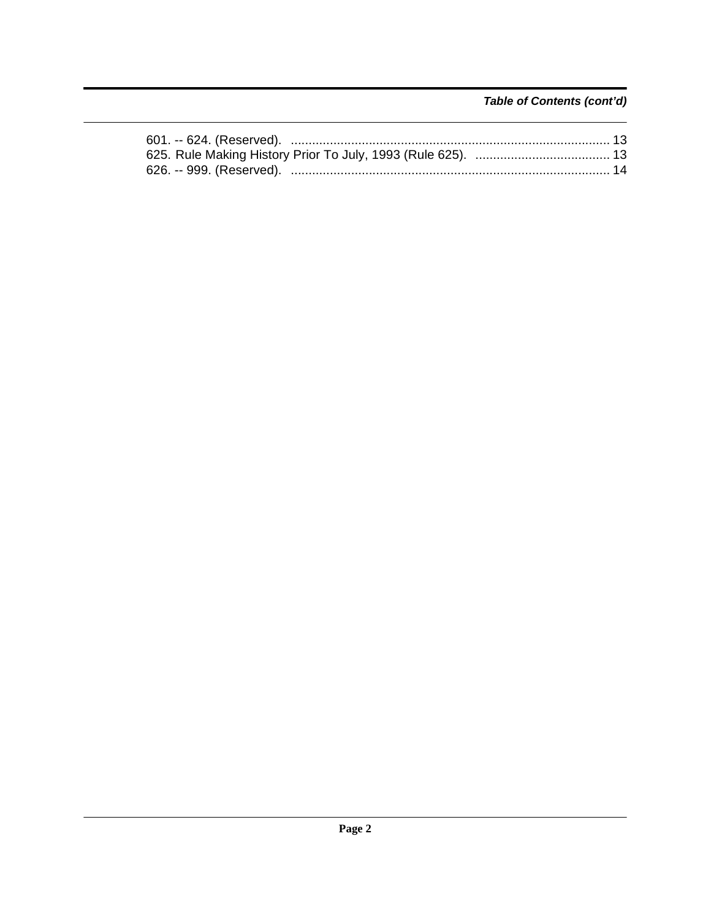*Table of Contents (cont'd)*

601. -- 624. (Reserved). .......................................................................................... 13
625. Rule Making History Prior To July, 1993 (Rule 625). ...................................... 13
626. -- 999. (Reserved). .......................................................................................... 14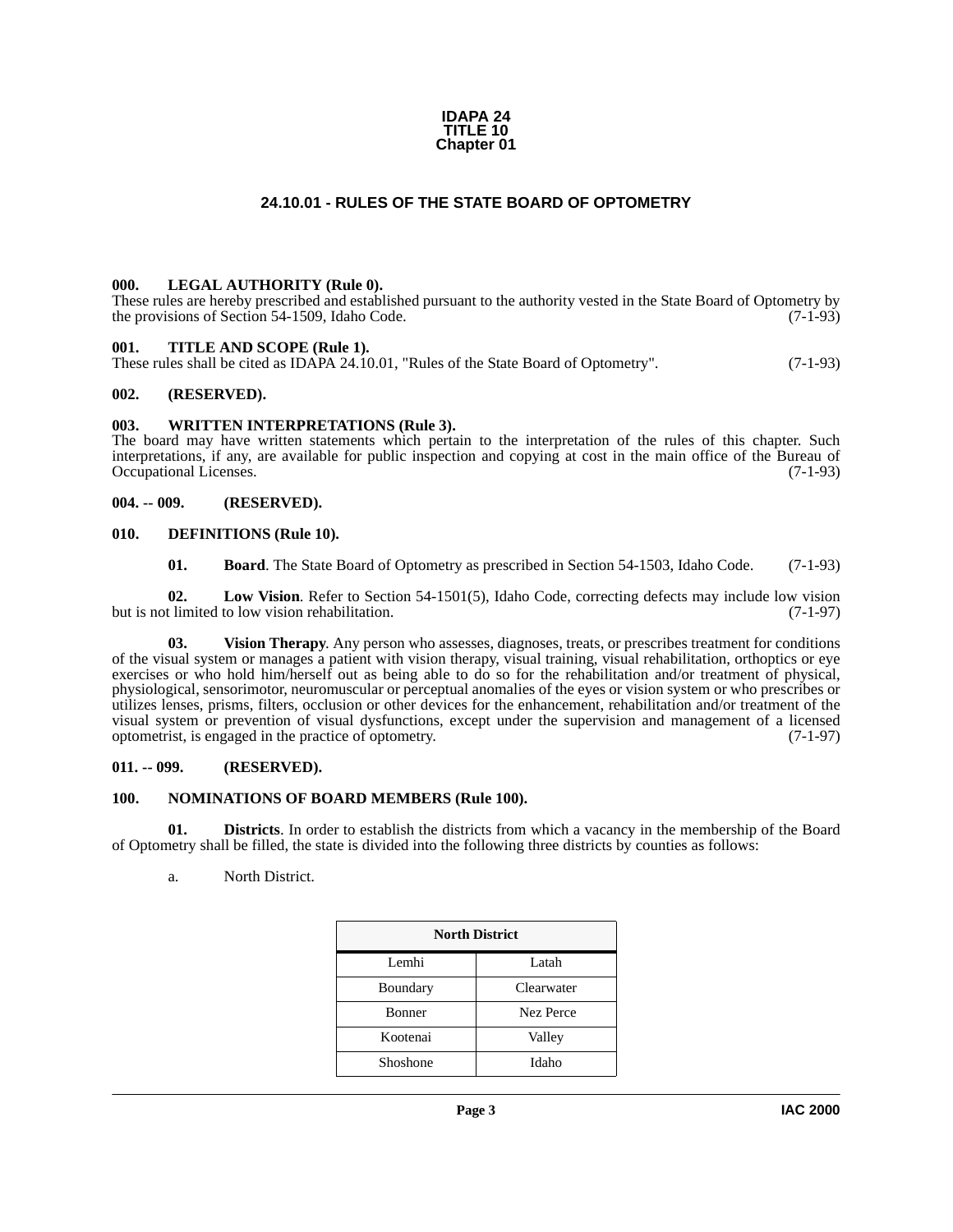**IDAPA 24**
**TITLE 10**
**Chapter 01**

# 24.10.01 - RULES OF THE STATE BOARD OF OPTOMETRY

## 000. LEGAL AUTHORITY (Rule 0).

These rules are hereby prescribed and established pursuant to the authority vested in the State Board of Optometry by the provisions of Section 54-1509, Idaho Code. (7-1-93)

## 001. TITLE AND SCOPE (Rule 1).

These rules shall be cited as IDAPA 24.10.01, "Rules of the State Board of Optometry". (7-1-93)

## 002. (RESERVED).

## 003. WRITTEN INTERPRETATIONS (Rule 3).

The board may have written statements which pertain to the interpretation of the rules of this chapter. Such interpretations, if any, are available for public inspection and copying at cost in the main office of the Bureau of Occupational Licenses. (7-1-93)

## 004. -- 009. (RESERVED).

## 010. DEFINITIONS (Rule 10).

**01. Board**. The State Board of Optometry as prescribed in Section 54-1503, Idaho Code. (7-1-93)

**02. Low Vision**. Refer to Section 54-1501(5), Idaho Code, correcting defects may include low vision but is not limited to low vision rehabilitation. (7-1-97)

**03. Vision Therapy**. Any person who assesses, diagnoses, treats, or prescribes treatment for conditions of the visual system or manages a patient with vision therapy, visual training, visual rehabilitation, orthoptics or eye exercises or who hold him/herself out as being able to do so for the rehabilitation and/or treatment of physical, physiological, sensorimotor, neuromuscular or perceptual anomalies of the eyes or vision system or who prescribes or utilizes lenses, prisms, filters, occlusion or other devices for the enhancement, rehabilitation and/or treatment of the visual system or prevention of visual dysfunctions, except under the supervision and management of a licensed optometrist, is engaged in the practice of optometry. (7-1-97)

## 011. -- 099. (RESERVED).

## 100. NOMINATIONS OF BOARD MEMBERS (Rule 100).

**01. Districts**. In order to establish the districts from which a vacancy in the membership of the Board of Optometry shall be filled, the state is divided into the following three districts by counties as follows:

a. North District.

| North District | |
|---|---|
| Lemhi | Latah |
| Boundary | Clearwater |
| Bonner | Nez Perce |
| Kootenai | Valley |
| Shoshone | Idaho |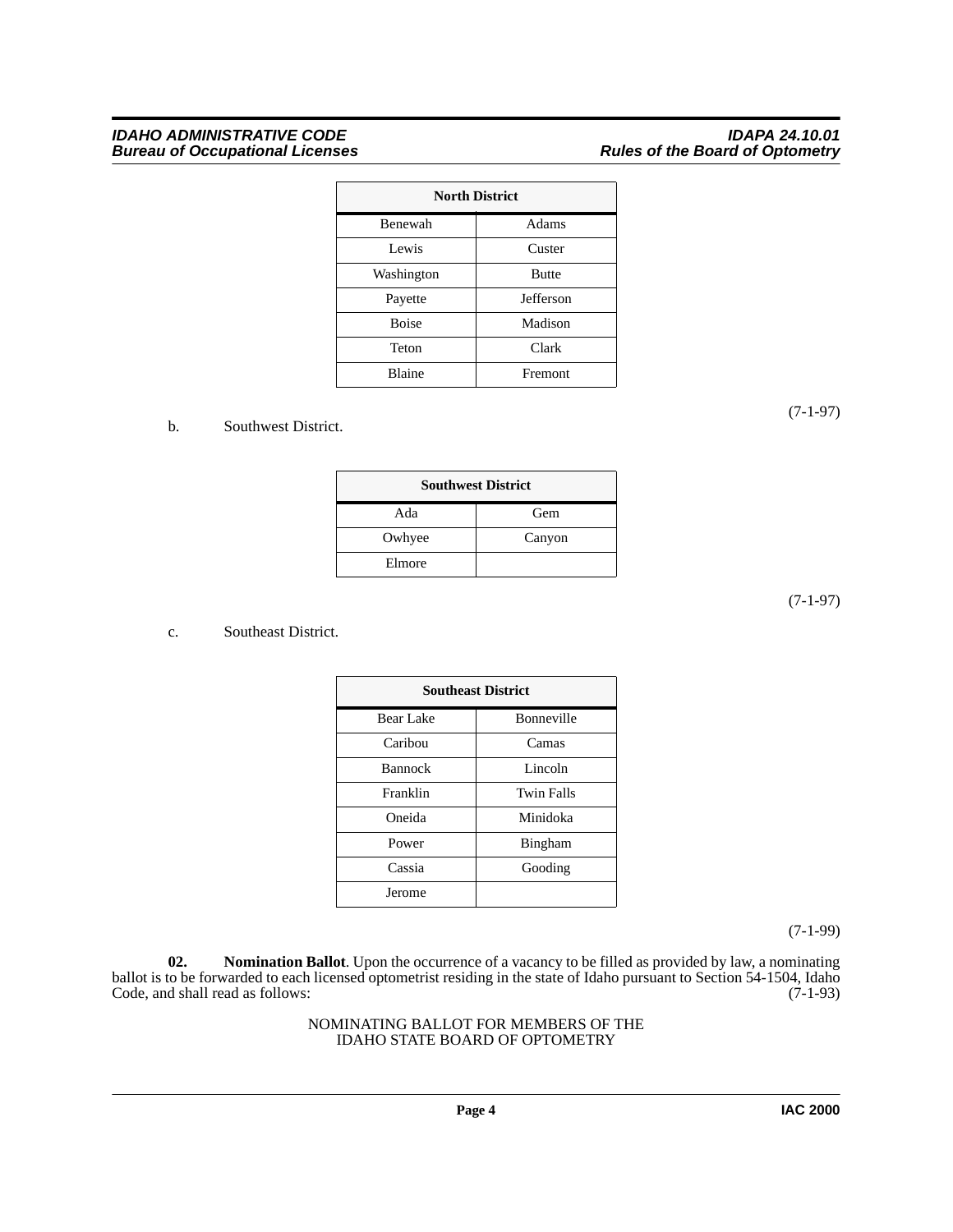| North District | |
|---|---|
| Benewah | Adams |
| Lewis | Custer |
| Washington | Butte |
| Payette | Jefferson |
| Boise | Madison |
| Teton | Clark |
| Blaine | Fremont |

(7-1-97)

b. Southwest District.

| Southwest District | |
|---|---|
| Ada | Gem |
| Owhyee | Canyon |
| Elmore | |

(7-1-97)

c. Southeast District.

| Southeast District | |
|---|---|
| Bear Lake | Bonneville |
| Caribou | Camas |
| Bannock | Lincoln |
| Franklin | Twin Falls |
| Oneida | Minidoka |
| Power | Bingham |
| Cassia | Gooding |
| Jerome | |

(7-1-99)

**02. Nomination Ballot**. Upon the occurrence of a vacancy to be filled as provided by law, a nominating ballot is to be forwarded to each licensed optometrist residing in the state of Idaho pursuant to Section 54-1504, Idaho Code, and shall read as follows: (7-1-93)

NOMINATING BALLOT FOR MEMBERS OF THE IDAHO STATE BOARD OF OPTOMETRY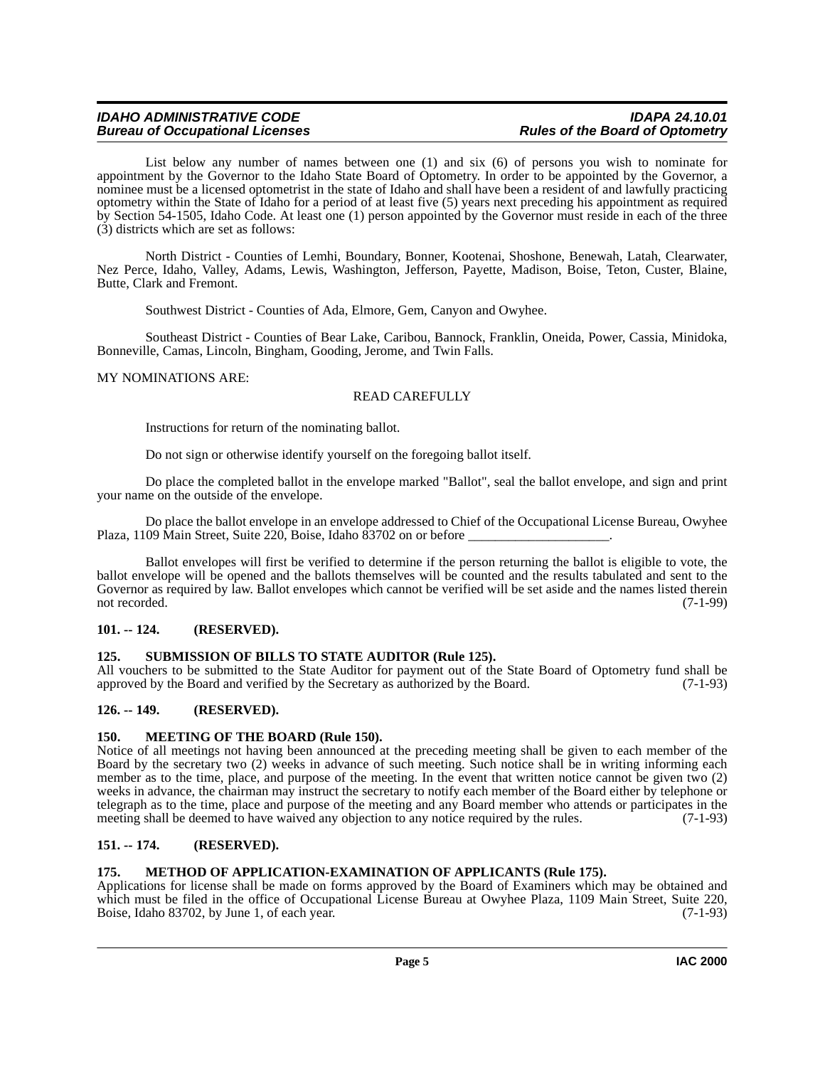List below any number of names between one (1) and six (6) of persons you wish to nominate for appointment by the Governor to the Idaho State Board of Optometry. In order to be appointed by the Governor, a nominee must be a licensed optometrist in the state of Idaho and shall have been a resident of and lawfully practicing optometry within the State of Idaho for a period of at least five (5) years next preceding his appointment as required by Section 54-1505, Idaho Code. At least one (1) person appointed by the Governor must reside in each of the three (3) districts which are set as follows:

North District - Counties of Lemhi, Boundary, Bonner, Kootenai, Shoshone, Benewah, Latah, Clearwater, Nez Perce, Idaho, Valley, Adams, Lewis, Washington, Jefferson, Payette, Madison, Boise, Teton, Custer, Blaine, Butte, Clark and Fremont.

Southwest District - Counties of Ada, Elmore, Gem, Canyon and Owyhee.

Southeast District - Counties of Bear Lake, Caribou, Bannock, Franklin, Oneida, Power, Cassia, Minidoka, Bonneville, Camas, Lincoln, Bingham, Gooding, Jerome, and Twin Falls.

MY NOMINATIONS ARE:

READ CAREFULLY

Instructions for return of the nominating ballot.

Do not sign or otherwise identify yourself on the foregoing ballot itself.

Do place the completed ballot in the envelope marked "Ballot", seal the ballot envelope, and sign and print your name on the outside of the envelope.

Do place the ballot envelope in an envelope addressed to Chief of the Occupational License Bureau, Owyhee Plaza, 1109 Main Street, Suite 220, Boise, Idaho 83702 on or before _____________________.

Ballot envelopes will first be verified to determine if the person returning the ballot is eligible to vote, the ballot envelope will be opened and the ballots themselves will be counted and the results tabulated and sent to the Governor as required by law. Ballot envelopes which cannot be verified will be set aside and the names listed therein not recorded. (7-1-99)

### 101. -- 124. (RESERVED).

### 125. SUBMISSION OF BILLS TO STATE AUDITOR (Rule 125).

All vouchers to be submitted to the State Auditor for payment out of the State Board of Optometry fund shall be approved by the Board and verified by the Secretary as authorized by the Board. (7-1-93)

### 126. -- 149. (RESERVED).

### 150. MEETING OF THE BOARD (Rule 150).

Notice of all meetings not having been announced at the preceding meeting shall be given to each member of the Board by the secretary two (2) weeks in advance of such meeting. Such notice shall be in writing informing each member as to the time, place, and purpose of the meeting. In the event that written notice cannot be given two (2) weeks in advance, the chairman may instruct the secretary to notify each member of the Board either by telephone or telegraph as to the time, place and purpose of the meeting and any Board member who attends or participates in the meeting shall be deemed to have waived any objection to any notice required by the rules. (7-1-93)

### 151. -- 174. (RESERVED).

### 175. METHOD OF APPLICATION-EXAMINATION OF APPLICANTS (Rule 175).

Applications for license shall be made on forms approved by the Board of Examiners which may be obtained and which must be filed in the office of Occupational License Bureau at Owyhee Plaza, 1109 Main Street, Suite 220, Boise, Idaho 83702, by June 1, of each year. (7-1-93)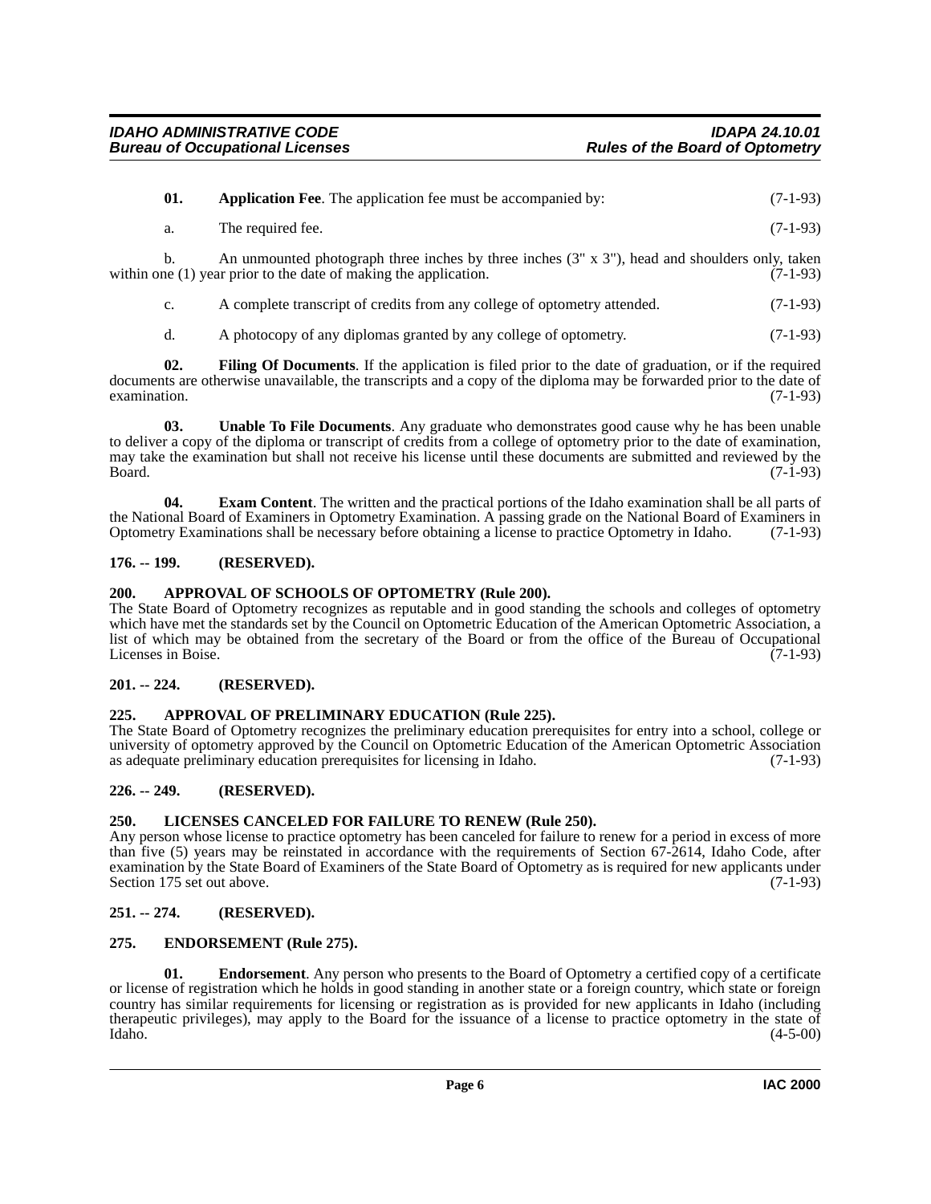**01. Application Fee**. The application fee must be accompanied by: (7-1-93)

a. The required fee. (7-1-93)

b. An unmounted photograph three inches by three inches (3" x 3"), head and shoulders only, taken within one (1) year prior to the date of making the application. (7-1-93)

c. A complete transcript of credits from any college of optometry attended. (7-1-93)

d. A photocopy of any diplomas granted by any college of optometry. (7-1-93)

**02. Filing Of Documents**. If the application is filed prior to the date of graduation, or if the required documents are otherwise unavailable, the transcripts and a copy of the diploma may be forwarded prior to the date of examination. (7-1-93)

**03. Unable To File Documents**. Any graduate who demonstrates good cause why he has been unable to deliver a copy of the diploma or transcript of credits from a college of optometry prior to the date of examination, may take the examination but shall not receive his license until these documents are submitted and reviewed by the Board. (7-1-93)

**04. Exam Content**. The written and the practical portions of the Idaho examination shall be all parts of the National Board of Examiners in Optometry Examination. A passing grade on the National Board of Examiners in Optometry Examinations shall be necessary before obtaining a license to practice Optometry in Idaho. (7-1-93)

## 176. -- 199. (RESERVED).

## 200. APPROVAL OF SCHOOLS OF OPTOMETRY (Rule 200).

The State Board of Optometry recognizes as reputable and in good standing the schools and colleges of optometry which have met the standards set by the Council on Optometric Education of the American Optometric Association, a list of which may be obtained from the secretary of the Board or from the office of the Bureau of Occupational Licenses in Boise. (7-1-93)

## 201. -- 224. (RESERVED).

## 225. APPROVAL OF PRELIMINARY EDUCATION (Rule 225).

The State Board of Optometry recognizes the preliminary education prerequisites for entry into a school, college or university of optometry approved by the Council on Optometric Education of the American Optometric Association as adequate preliminary education prerequisites for licensing in Idaho. (7-1-93)

## 226. -- 249. (RESERVED).

## 250. LICENSES CANCELED FOR FAILURE TO RENEW (Rule 250).

Any person whose license to practice optometry has been canceled for failure to renew for a period in excess of more than five (5) years may be reinstated in accordance with the requirements of Section 67-2614, Idaho Code, after examination by the State Board of Examiners of the State Board of Optometry as is required for new applicants under Section 175 set out above. (7-1-93)

## 251. -- 274. (RESERVED).

## 275. ENDORSEMENT (Rule 275).

**01. Endorsement**. Any person who presents to the Board of Optometry a certified copy of a certificate or license of registration which he holds in good standing in another state or a foreign country, which state or foreign country has similar requirements for licensing or registration as is provided for new applicants in Idaho (including therapeutic privileges), may apply to the Board for the issuance of a license to practice optometry in the state of Idaho. (4-5-00)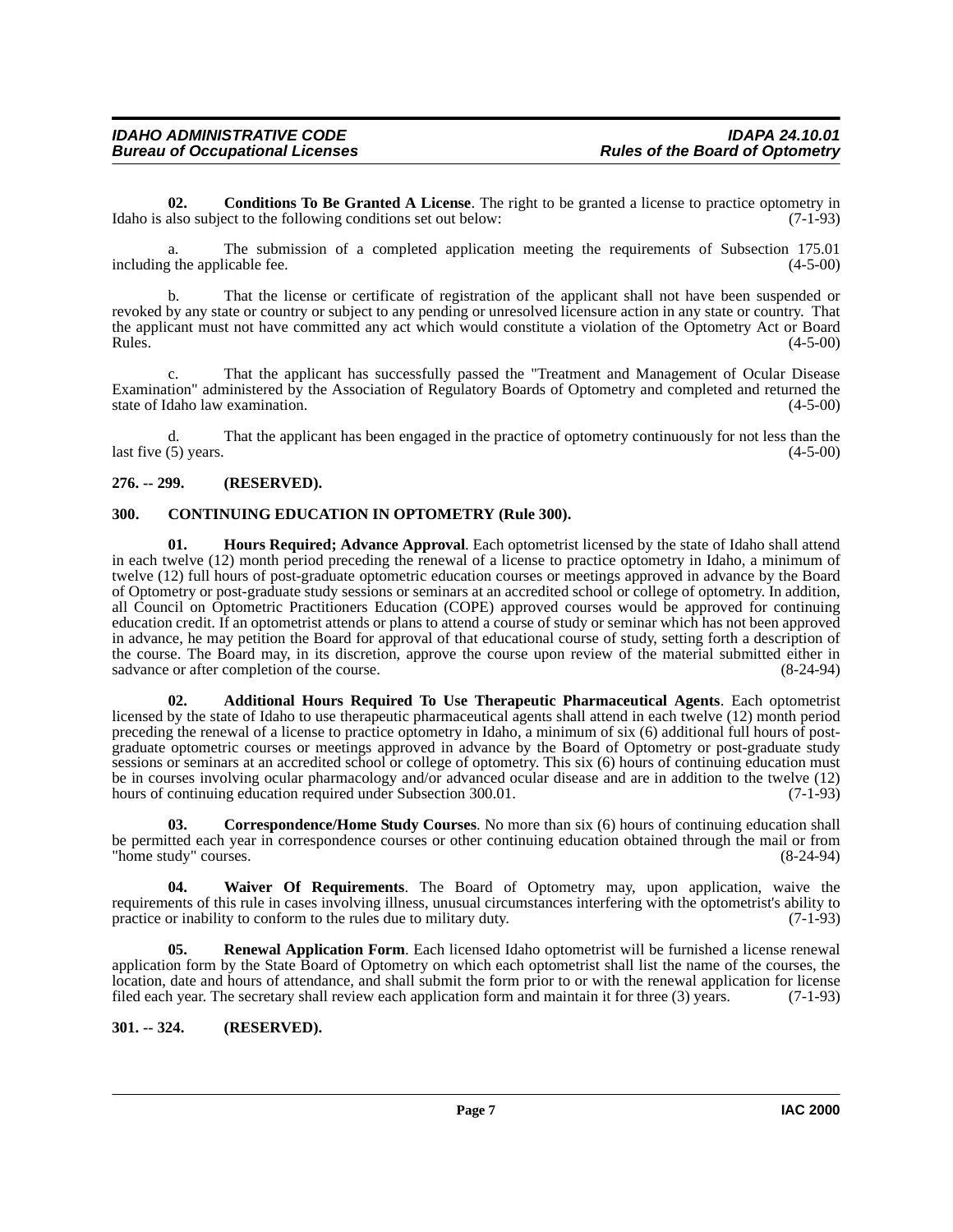**02. Conditions To Be Granted A License**. The right to be granted a license to practice optometry in Idaho is also subject to the following conditions set out below: (7-1-93)

a. The submission of a completed application meeting the requirements of Subsection 175.01 including the applicable fee. (4-5-00)

b. That the license or certificate of registration of the applicant shall not have been suspended or revoked by any state or country or subject to any pending or unresolved licensure action in any state or country. That the applicant must not have committed any act which would constitute a violation of the Optometry Act or Board Rules. (4-5-00)

c. That the applicant has successfully passed the "Treatment and Management of Ocular Disease Examination" administered by the Association of Regulatory Boards of Optometry and completed and returned the state of Idaho law examination. (4-5-00)

d. That the applicant has been engaged in the practice of optometry continuously for not less than the last five (5) years. (4-5-00)

### 276. -- 299. (RESERVED).

### 300. CONTINUING EDUCATION IN OPTOMETRY (Rule 300).

**01. Hours Required; Advance Approval**. Each optometrist licensed by the state of Idaho shall attend in each twelve (12) month period preceding the renewal of a license to practice optometry in Idaho, a minimum of twelve (12) full hours of post-graduate optometric education courses or meetings approved in advance by the Board of Optometry or post-graduate study sessions or seminars at an accredited school or college of optometry. In addition, all Council on Optometric Practitioners Education (COPE) approved courses would be approved for continuing education credit. If an optometrist attends or plans to attend a course of study or seminar which has not been approved in advance, he may petition the Board for approval of that educational course of study, setting forth a description of the course. The Board may, in its discretion, approve the course upon review of the material submitted either in sadvance or after completion of the course. (8-24-94)

**02. Additional Hours Required To Use Therapeutic Pharmaceutical Agents**. Each optometrist licensed by the state of Idaho to use therapeutic pharmaceutical agents shall attend in each twelve (12) month period preceding the renewal of a license to practice optometry in Idaho, a minimum of six (6) additional full hours of post-graduate optometric courses or meetings approved in advance by the Board of Optometry or post-graduate study sessions or seminars at an accredited school or college of optometry. This six (6) hours of continuing education must be in courses involving ocular pharmacology and/or advanced ocular disease and are in addition to the twelve (12) hours of continuing education required under Subsection 300.01. (7-1-93)

**03. Correspondence/Home Study Courses**. No more than six (6) hours of continuing education shall be permitted each year in correspondence courses or other continuing education obtained through the mail or from "home study" courses. (8-24-94)

**04. Waiver Of Requirements**. The Board of Optometry may, upon application, waive the requirements of this rule in cases involving illness, unusual circumstances interfering with the optometrist's ability to practice or inability to conform to the rules due to military duty. (7-1-93)

**05. Renewal Application Form**. Each licensed Idaho optometrist will be furnished a license renewal application form by the State Board of Optometry on which each optometrist shall list the name of the courses, the location, date and hours of attendance, and shall submit the form prior to or with the renewal application for license filed each year. The secretary shall review each application form and maintain it for three (3) years. (7-1-93)

### 301. -- 324. (RESERVED).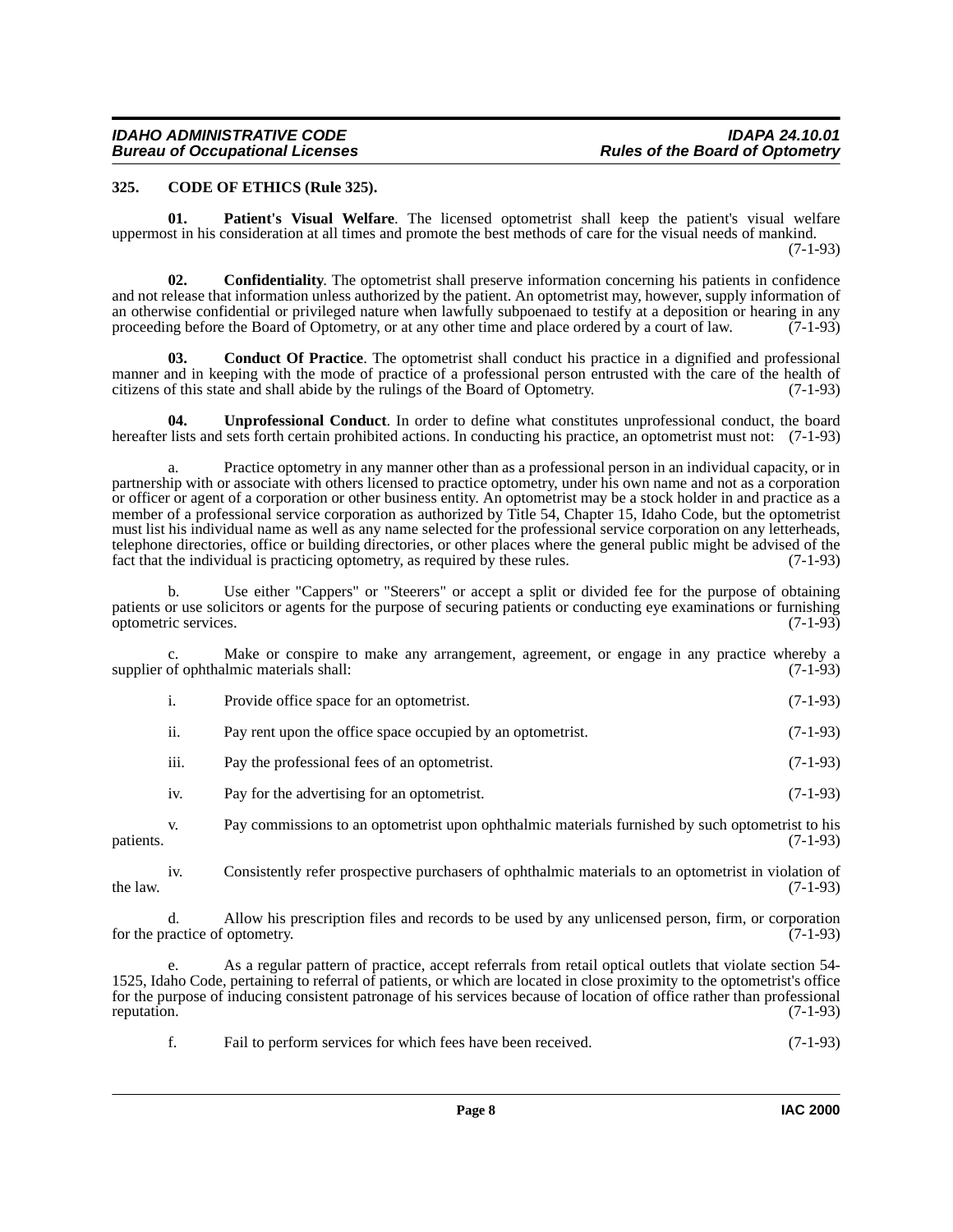## 325. CODE OF ETHICS (Rule 325).

**01. Patient's Visual Welfare**. The licensed optometrist shall keep the patient's visual welfare uppermost in his consideration at all times and promote the best methods of care for the visual needs of mankind. (7-1-93)

**02. Confidentiality**. The optometrist shall preserve information concerning his patients in confidence and not release that information unless authorized by the patient. An optometrist may, however, supply information of an otherwise confidential or privileged nature when lawfully subpoenaed to testify at a deposition or hearing in any proceeding before the Board of Optometry, or at any other time and place ordered by a court of law. (7-1-93)

**03. Conduct Of Practice**. The optometrist shall conduct his practice in a dignified and professional manner and in keeping with the mode of practice of a professional person entrusted with the care of the health of citizens of this state and shall abide by the rulings of the Board of Optometry. (7-1-93)

**04. Unprofessional Conduct**. In order to define what constitutes unprofessional conduct, the board hereafter lists and sets forth certain prohibited actions. In conducting his practice, an optometrist must not: (7-1-93)

a. Practice optometry in any manner other than as a professional person in an individual capacity, or in partnership with or associate with others licensed to practice optometry, under his own name and not as a corporation or officer or agent of a corporation or other business entity. An optometrist may be a stock holder in and practice as a member of a professional service corporation as authorized by Title 54, Chapter 15, Idaho Code, but the optometrist must list his individual name as well as any name selected for the professional service corporation on any letterheads, telephone directories, office or building directories, or other places where the general public might be advised of the fact that the individual is practicing optometry, as required by these rules. (7-1-93)

b. Use either "Cappers" or "Steerers" or accept a split or divided fee for the purpose of obtaining patients or use solicitors or agents for the purpose of securing patients or conducting eye examinations or furnishing optometric services. (7-1-93)

c. Make or conspire to make any arrangement, agreement, or engage in any practice whereby a supplier of ophthalmic materials shall: (7-1-93)

i. Provide office space for an optometrist. (7-1-93)

ii. Pay rent upon the office space occupied by an optometrist. (7-1-93)

iii. Pay the professional fees of an optometrist. (7-1-93)

iv. Pay for the advertising for an optometrist. (7-1-93)

v. Pay commissions to an optometrist upon ophthalmic materials furnished by such optometrist to his patients. (7-1-93)

iv. Consistently refer prospective purchasers of ophthalmic materials to an optometrist in violation of the law. (7-1-93)

d. Allow his prescription files and records to be used by any unlicensed person, firm, or corporation for the practice of optometry. (7-1-93)

e. As a regular pattern of practice, accept referrals from retail optical outlets that violate section 54-1525, Idaho Code, pertaining to referral of patients, or which are located in close proximity to the optometrist's office for the purpose of inducing consistent patronage of his services because of location of office rather than professional reputation. (7-1-93)

f. Fail to perform services for which fees have been received. (7-1-93)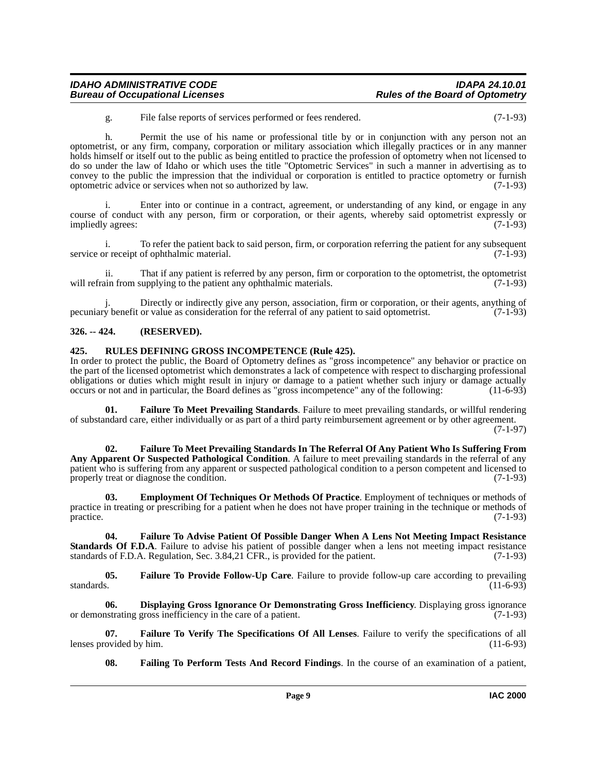g. File false reports of services performed or fees rendered. (7-1-93)

h. Permit the use of his name or professional title by or in conjunction with any person not an optometrist, or any firm, company, corporation or military association which illegally practices or in any manner holds himself or itself out to the public as being entitled to practice the profession of optometry when not licensed to do so under the law of Idaho or which uses the title "Optometric Services" in such a manner in advertising as to convey to the public the impression that the individual or corporation is entitled to practice optometry or furnish optometric advice or services when not so authorized by law. (7-1-93)

i. Enter into or continue in a contract, agreement, or understanding of any kind, or engage in any course of conduct with any person, firm or corporation, or their agents, whereby said optometrist expressly or impliedly agrees: (7-1-93)

i. To refer the patient back to said person, firm, or corporation referring the patient for any subsequent service or receipt of ophthalmic material. (7-1-93)

ii. That if any patient is referred by any person, firm or corporation to the optometrist, the optometrist will refrain from supplying to the patient any ophthalmic materials. (7-1-93)

j. Directly or indirectly give any person, association, firm or corporation, or their agents, anything of pecuniary benefit or value as consideration for the referral of any patient to said optometrist. (7-1-93)

## 326. -- 424. (RESERVED).

## 425. RULES DEFINING GROSS INCOMPETENCE (Rule 425).

In order to protect the public, the Board of Optometry defines as "gross incompetence" any behavior or practice on the part of the licensed optometrist which demonstrates a lack of competence with respect to discharging professional obligations or duties which might result in injury or damage to a patient whether such injury or damage actually occurs or not and in particular, the Board defines as "gross incompetence" any of the following: (11-6-93)

**01. Failure To Meet Prevailing Standards**. Failure to meet prevailing standards, or willful rendering of substandard care, either individually or as part of a third party reimbursement agreement or by other agreement. (7-1-97)

**02. Failure To Meet Prevailing Standards In The Referral Of Any Patient Who Is Suffering From Any Apparent Or Suspected Pathological Condition**. A failure to meet prevailing standards in the referral of any patient who is suffering from any apparent or suspected pathological condition to a person competent and licensed to properly treat or diagnose the condition. (7-1-93)

**03. Employment Of Techniques Or Methods Of Practice**. Employment of techniques or methods of practice in treating or prescribing for a patient when he does not have proper training in the technique or methods of practice. (7-1-93)

**04. Failure To Advise Patient Of Possible Danger When A Lens Not Meeting Impact Resistance Standards Of F.D.A**. Failure to advise his patient of possible danger when a lens not meeting impact resistance standards of F.D.A. Regulation, Sec. 3.84,21 CFR., is provided for the patient. (7-1-93)

**05. Failure To Provide Follow-Up Care**. Failure to provide follow-up care according to prevailing standards. (11-6-93)

**06. Displaying Gross Ignorance Or Demonstrating Gross Inefficiency**. Displaying gross ignorance or demonstrating gross inefficiency in the care of a patient. (7-1-93)

**07. Failure To Verify The Specifications Of All Lenses**. Failure to verify the specifications of all lenses provided by him. (11-6-93)

**08. Failing To Perform Tests And Record Findings**. In the course of an examination of a patient,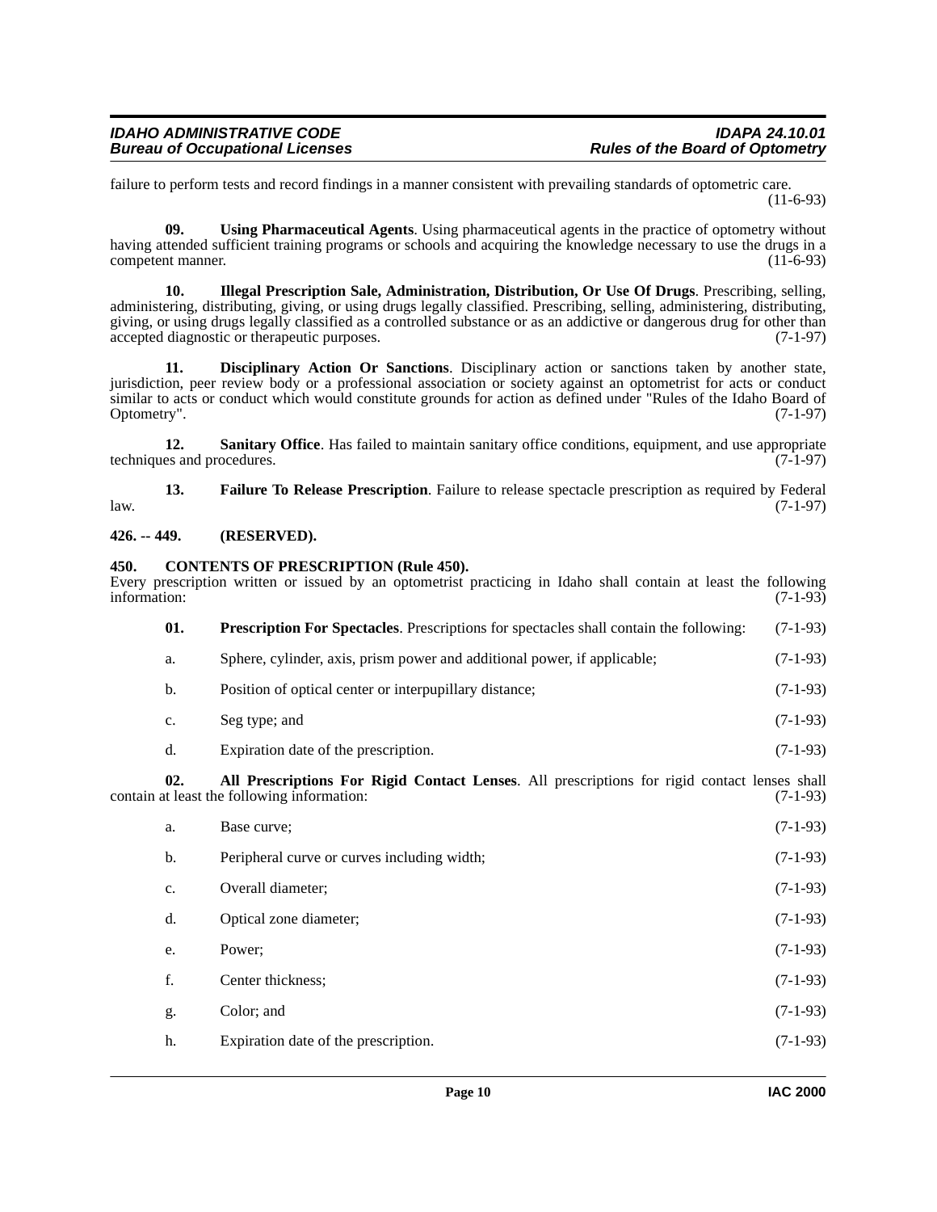failure to perform tests and record findings in a manner consistent with prevailing standards of optometric care. (11-6-93)

**09. Using Pharmaceutical Agents**. Using pharmaceutical agents in the practice of optometry without having attended sufficient training programs or schools and acquiring the knowledge necessary to use the drugs in a competent manner. (11-6-93)

**10. Illegal Prescription Sale, Administration, Distribution, Or Use Of Drugs**. Prescribing, selling, administering, distributing, giving, or using drugs legally classified. Prescribing, selling, administering, distributing, giving, or using drugs legally classified as a controlled substance or as an addictive or dangerous drug for other than accepted diagnostic or therapeutic purposes. (7-1-97)

**11. Disciplinary Action Or Sanctions**. Disciplinary action or sanctions taken by another state, jurisdiction, peer review body or a professional association or society against an optometrist for acts or conduct similar to acts or conduct which would constitute grounds for action as defined under "Rules of the Idaho Board of Optometry". (7-1-97)

**12. Sanitary Office**. Has failed to maintain sanitary office conditions, equipment, and use appropriate techniques and procedures. (7-1-97)

**13. Failure To Release Prescription**. Failure to release spectacle prescription as required by Federal law. (7-1-97)

## 426. -- 449. (RESERVED).

## 450. CONTENTS OF PRESCRIPTION (Rule 450).

Every prescription written or issued by an optometrist practicing in Idaho shall contain at least the following information: (7-1-93)

**01. Prescription For Spectacles**. Prescriptions for spectacles shall contain the following: (7-1-93)

a. Sphere, cylinder, axis, prism power and additional power, if applicable; (7-1-93)

b. Position of optical center or interpupillary distance; (7-1-93)

c. Seg type; and (7-1-93)

d. Expiration date of the prescription. (7-1-93)

**02. All Prescriptions For Rigid Contact Lenses**. All prescriptions for rigid contact lenses shall contain at least the following information: (7-1-93)

a. Base curve; (7-1-93)

b. Peripheral curve or curves including width; (7-1-93)

c. Overall diameter; (7-1-93)

d. Optical zone diameter; (7-1-93)

e. Power; (7-1-93)

f. Center thickness; (7-1-93)

g. Color; and (7-1-93)

h. Expiration date of the prescription. (7-1-93)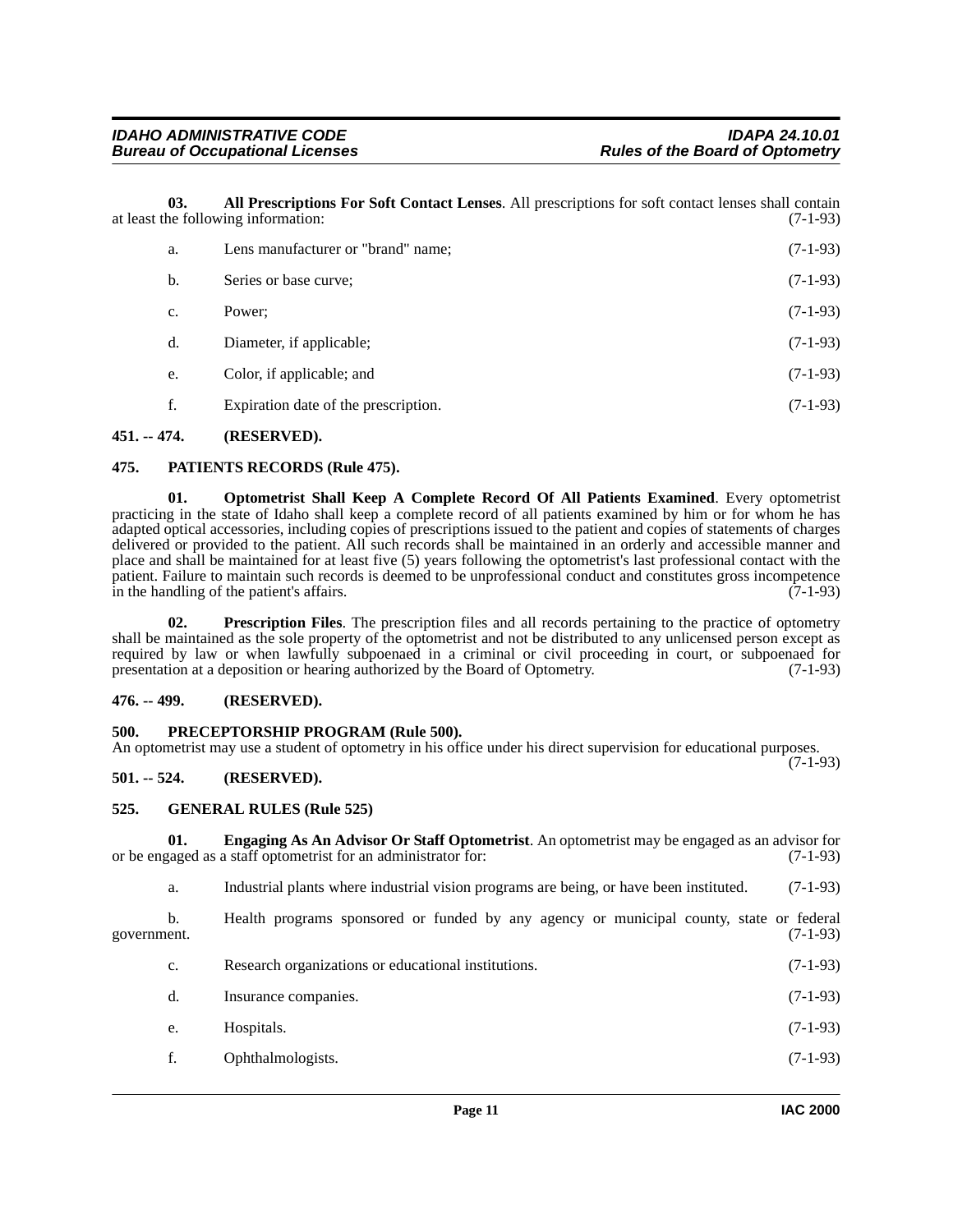**03. All Prescriptions For Soft Contact Lenses**. All prescriptions for soft contact lenses shall contain at least the following information: (7-1-93)

a. Lens manufacturer or "brand" name; (7-1-93)

b. Series or base curve; (7-1-93)

c. Power; (7-1-93)

d. Diameter, if applicable; (7-1-93)

e. Color, if applicable; and (7-1-93)

f. Expiration date of the prescription. (7-1-93)

## 451. -- 474. (RESERVED).

## 475. PATIENTS RECORDS (Rule 475).

**01. Optometrist Shall Keep A Complete Record Of All Patients Examined**. Every optometrist practicing in the state of Idaho shall keep a complete record of all patients examined by him or for whom he has adapted optical accessories, including copies of prescriptions issued to the patient and copies of statements of charges delivered or provided to the patient. All such records shall be maintained in an orderly and accessible manner and place and shall be maintained for at least five (5) years following the optometrist's last professional contact with the patient. Failure to maintain such records is deemed to be unprofessional conduct and constitutes gross incompetence in the handling of the patient's affairs. (7-1-93)

**02. Prescription Files**. The prescription files and all records pertaining to the practice of optometry shall be maintained as the sole property of the optometrist and not be distributed to any unlicensed person except as required by law or when lawfully subpoenaed in a criminal or civil proceeding in court, or subpoenaed for presentation at a deposition or hearing authorized by the Board of Optometry. (7-1-93)

## 476. -- 499. (RESERVED).

## 500. PRECEPTORSHIP PROGRAM (Rule 500).

An optometrist may use a student of optometry in his office under his direct supervision for educational purposes. (7-1-93)

## 501. -- 524. (RESERVED).

## 525. GENERAL RULES (Rule 525)

**01. Engaging As An Advisor Or Staff Optometrist**. An optometrist may be engaged as an advisor for or be engaged as a staff optometrist for an administrator for: (7-1-93)

a. Industrial plants where industrial vision programs are being, or have been instituted. (7-1-93)

b. Health programs sponsored or funded by any agency or municipal county, state or federal government. (7-1-93)

c. Research organizations or educational institutions. (7-1-93)

d. Insurance companies. (7-1-93)

e. Hospitals. (7-1-93)

f. Ophthalmologists. (7-1-93)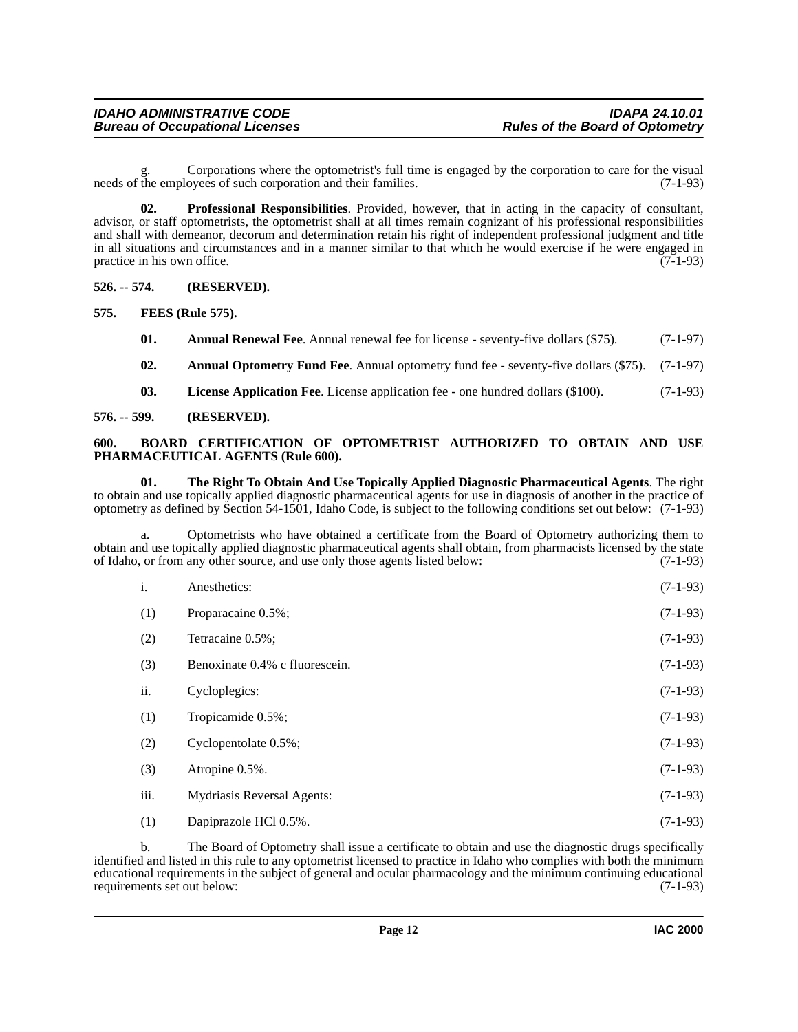g. Corporations where the optometrist's full time is engaged by the corporation to care for the visual needs of the employees of such corporation and their families. (7-1-93)

**02. Professional Responsibilities**. Provided, however, that in acting in the capacity of consultant, advisor, or staff optometrists, the optometrist shall at all times remain cognizant of his professional responsibilities and shall with demeanor, decorum and determination retain his right of independent professional judgment and title in all situations and circumstances and in a manner similar to that which he would exercise if he were engaged in practice in his own office. (7-1-93)

**526. -- 574. (RESERVED).**

**575. FEES (Rule 575).**

**01. Annual Renewal Fee**. Annual renewal fee for license - seventy-five dollars ($75). (7-1-97)

**02. Annual Optometry Fund Fee**. Annual optometry fund fee - seventy-five dollars ($75). (7-1-97)

**03. License Application Fee**. License application fee - one hundred dollars ($100). (7-1-93)

**576. -- 599. (RESERVED).**

**600. BOARD CERTIFICATION OF OPTOMETRIST AUTHORIZED TO OBTAIN AND USE PHARMACEUTICAL AGENTS (Rule 600).**

**01. The Right To Obtain And Use Topically Applied Diagnostic Pharmaceutical Agents**. The right to obtain and use topically applied diagnostic pharmaceutical agents for use in diagnosis of another in the practice of optometry as defined by Section 54-1501, Idaho Code, is subject to the following conditions set out below: (7-1-93)

a. Optometrists who have obtained a certificate from the Board of Optometry authorizing them to obtain and use topically applied diagnostic pharmaceutical agents shall obtain, from pharmacists licensed by the state of Idaho, or from any other source, and use only those agents listed below: (7-1-93)

i. Anesthetics: (7-1-93)

(1) Proparacaine 0.5%; (7-1-93)

(2) Tetracaine 0.5%; (7-1-93)

(3) Benoxinate 0.4% c fluorescein. (7-1-93)

ii. Cycloplegics: (7-1-93)

(1) Tropicamide 0.5%; (7-1-93)

(2) Cyclopentolate 0.5%; (7-1-93)

(3) Atropine 0.5%. (7-1-93)

iii. Mydriasis Reversal Agents: (7-1-93)

(1) Dapiprazole HCl 0.5%. (7-1-93)

b. The Board of Optometry shall issue a certificate to obtain and use the diagnostic drugs specifically identified and listed in this rule to any optometrist licensed to practice in Idaho who complies with both the minimum educational requirements in the subject of general and ocular pharmacology and the minimum continuing educational requirements set out below: (7-1-93)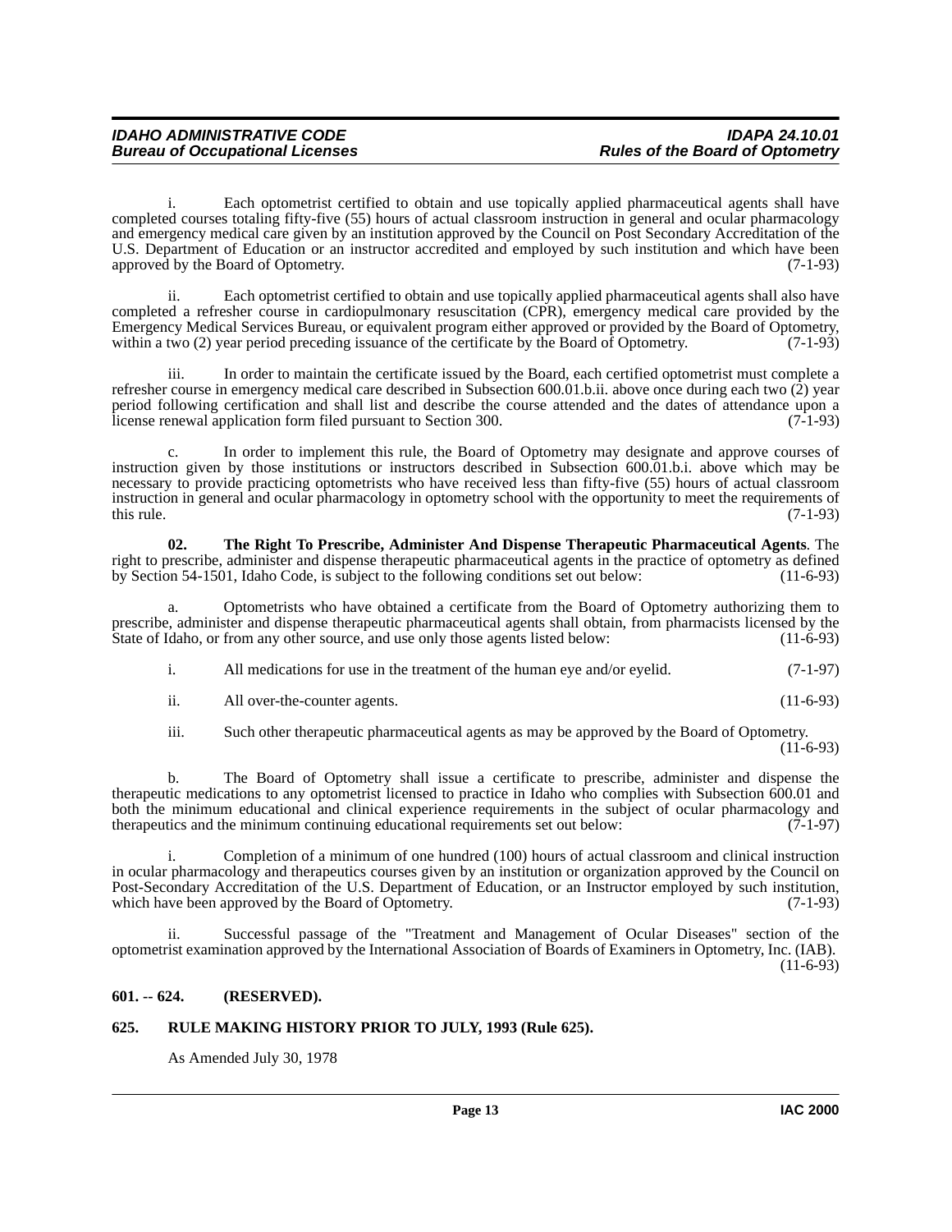i. Each optometrist certified to obtain and use topically applied pharmaceutical agents shall have completed courses totaling fifty-five (55) hours of actual classroom instruction in general and ocular pharmacology and emergency medical care given by an institution approved by the Council on Post Secondary Accreditation of the U.S. Department of Education or an instructor accredited and employed by such institution and which have been approved by the Board of Optometry. (7-1-93)

ii. Each optometrist certified to obtain and use topically applied pharmaceutical agents shall also have completed a refresher course in cardiopulmonary resuscitation (CPR), emergency medical care provided by the Emergency Medical Services Bureau, or equivalent program either approved or provided by the Board of Optometry, within a two (2) year period preceding issuance of the certificate by the Board of Optometry. (7-1-93)

iii. In order to maintain the certificate issued by the Board, each certified optometrist must complete a refresher course in emergency medical care described in Subsection 600.01.b.ii. above once during each two (2) year period following certification and shall list and describe the course attended and the dates of attendance upon a license renewal application form filed pursuant to Section 300. (7-1-93)

c. In order to implement this rule, the Board of Optometry may designate and approve courses of instruction given by those institutions or instructors described in Subsection 600.01.b.i. above which may be necessary to provide practicing optometrists who have received less than fifty-five (55) hours of actual classroom instruction in general and ocular pharmacology in optometry school with the opportunity to meet the requirements of this rule. (7-1-93)

**02. The Right To Prescribe, Administer And Dispense Therapeutic Pharmaceutical Agents**. The right to prescribe, administer and dispense therapeutic pharmaceutical agents in the practice of optometry as defined by Section 54-1501, Idaho Code, is subject to the following conditions set out below: (11-6-93)

a. Optometrists who have obtained a certificate from the Board of Optometry authorizing them to prescribe, administer and dispense therapeutic pharmaceutical agents shall obtain, from pharmacists licensed by the State of Idaho, or from any other source, and use only those agents listed below: (11-6-93)

i. All medications for use in the treatment of the human eye and/or eyelid. (7-1-97)

ii. All over-the-counter agents. (11-6-93)

iii. Such other therapeutic pharmaceutical agents as may be approved by the Board of Optometry. (11-6-93)

b. The Board of Optometry shall issue a certificate to prescribe, administer and dispense the therapeutic medications to any optometrist licensed to practice in Idaho who complies with Subsection 600.01 and both the minimum educational and clinical experience requirements in the subject of ocular pharmacology and therapeutics and the minimum continuing educational requirements set out below: (7-1-97)

i. Completion of a minimum of one hundred (100) hours of actual classroom and clinical instruction in ocular pharmacology and therapeutics courses given by an institution or organization approved by the Council on Post-Secondary Accreditation of the U.S. Department of Education, or an Instructor employed by such institution, which have been approved by the Board of Optometry. (7-1-93)

ii. Successful passage of the "Treatment and Management of Ocular Diseases" section of the optometrist examination approved by the International Association of Boards of Examiners in Optometry, Inc. (IAB). (11-6-93)

### 601. -- 624. (RESERVED).

### 625. RULE MAKING HISTORY PRIOR TO JULY, 1993 (Rule 625).

As Amended July 30, 1978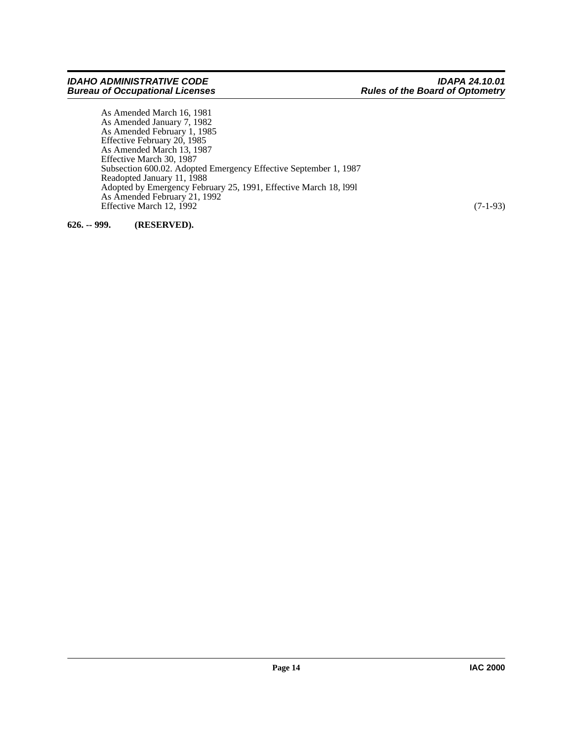As Amended March 16, 1981
As Amended January 7, 1982
As Amended February 1, 1985
Effective February 20, 1985
As Amended March 13, 1987
Effective March 30, 1987
Subsection 600.02. Adopted Emergency Effective September 1, 1987
Readopted January 11, 1988
Adopted by Emergency February 25, 1991, Effective March 18, l99l
As Amended February 21, 1992
Effective March 12, 1992 (7-1-93)

**626. -- 999. (RESERVED).**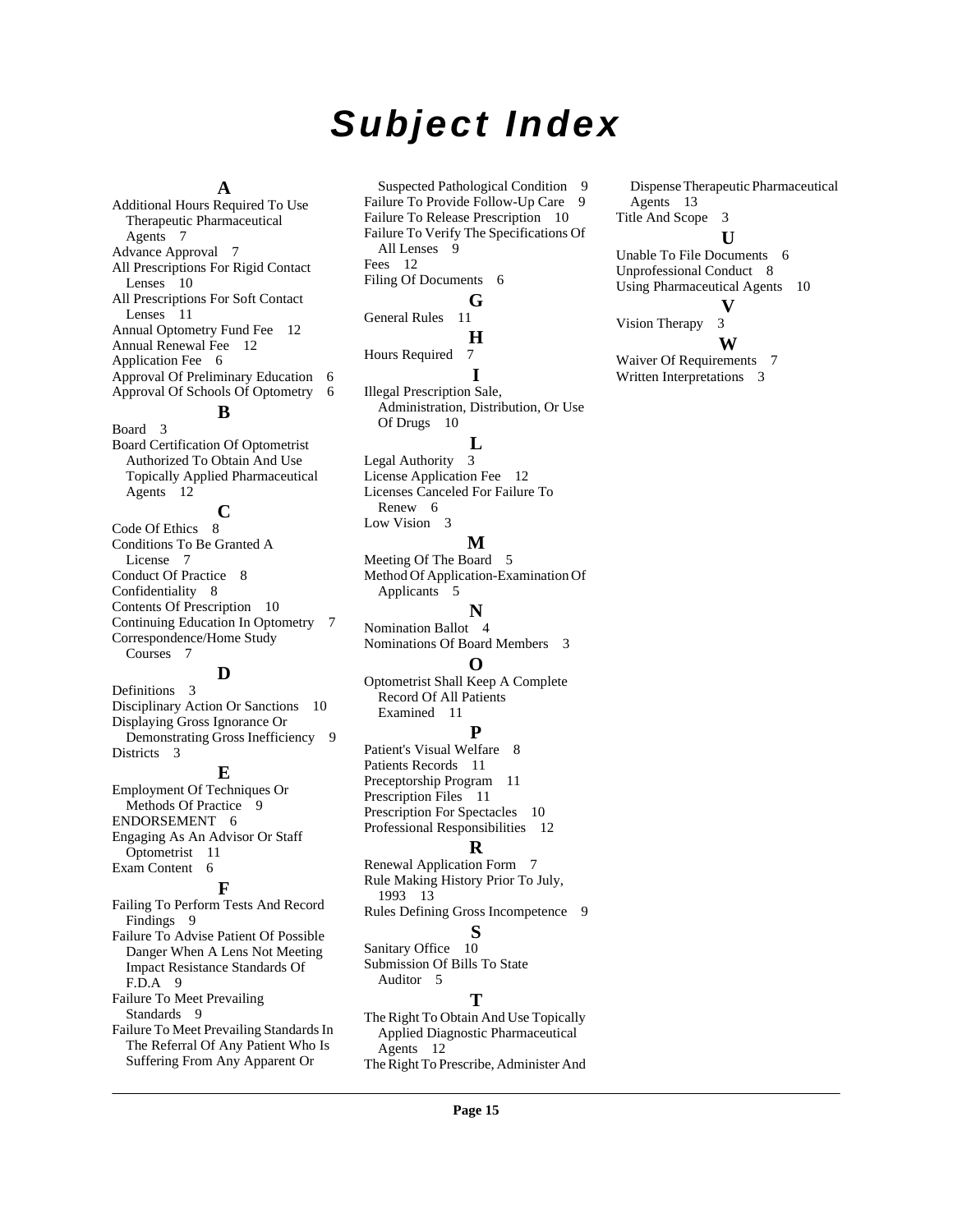# Subject Index

**A**

Additional Hours Required To Use Therapeutic Pharmaceutical Agents 7
Advance Approval 7
All Prescriptions For Rigid Contact Lenses 10
All Prescriptions For Soft Contact Lenses 11
Annual Optometry Fund Fee 12
Annual Renewal Fee 12
Application Fee 6
Approval Of Preliminary Education 6
Approval Of Schools Of Optometry 6

**B**

Board 3
Board Certification Of Optometrist Authorized To Obtain And Use Topically Applied Pharmaceutical Agents 12

**C**

Code Of Ethics 8
Conditions To Be Granted A License 7
Conduct Of Practice 8
Confidentiality 8
Contents Of Prescription 10
Continuing Education In Optometry 7
Correspondence/Home Study Courses 7

**D**

Definitions 3
Disciplinary Action Or Sanctions 10
Displaying Gross Ignorance Or Demonstrating Gross Inefficiency 9
Districts 3

**E**

Employment Of Techniques Or Methods Of Practice 9
ENDORSEMENT 6
Engaging As An Advisor Or Staff Optometrist 11
Exam Content 6

**F**

Failing To Perform Tests And Record Findings 9
Failure To Advise Patient Of Possible Danger When A Lens Not Meeting Impact Resistance Standards Of F.D.A 9
Failure To Meet Prevailing Standards 9
Failure To Meet Prevailing Standards In The Referral Of Any Patient Who Is Suffering From Any Apparent Or Suspected Pathological Condition 9
Failure To Provide Follow-Up Care 9
Failure To Release Prescription 10
Failure To Verify The Specifications Of All Lenses 9
Fees 12
Filing Of Documents 6

**G**

General Rules 11

**H**

Hours Required 7

**I**

Illegal Prescription Sale, Administration, Distribution, Or Use Of Drugs 10

**L**

Legal Authority 3
License Application Fee 12
Licenses Canceled For Failure To Renew 6
Low Vision 3

**M**

Meeting Of The Board 5
Method Of Application-Examination Of Applicants 5

**N**

Nomination Ballot 4
Nominations Of Board Members 3

**O**

Optometrist Shall Keep A Complete Record Of All Patients Examined 11

**P**

Patient's Visual Welfare 8
Patients Records 11
Preceptorship Program 11
Prescription Files 11
Prescription For Spectacles 10
Professional Responsibilities 12

**R**

Renewal Application Form 7
Rule Making History Prior To July, 1993 13
Rules Defining Gross Incompetence 9

**S**

Sanitary Office 10
Submission Of Bills To State Auditor 5

**T**

The Right To Obtain And Use Topically Applied Diagnostic Pharmaceutical Agents 12
The Right To Prescribe, Administer And Dispense Therapeutic Pharmaceutical Agents 13
Title And Scope 3

**U**

Unable To File Documents 6
Unprofessional Conduct 8
Using Pharmaceutical Agents 10

**V**

Vision Therapy 3

**W**

Waiver Of Requirements 7
Written Interpretations 3